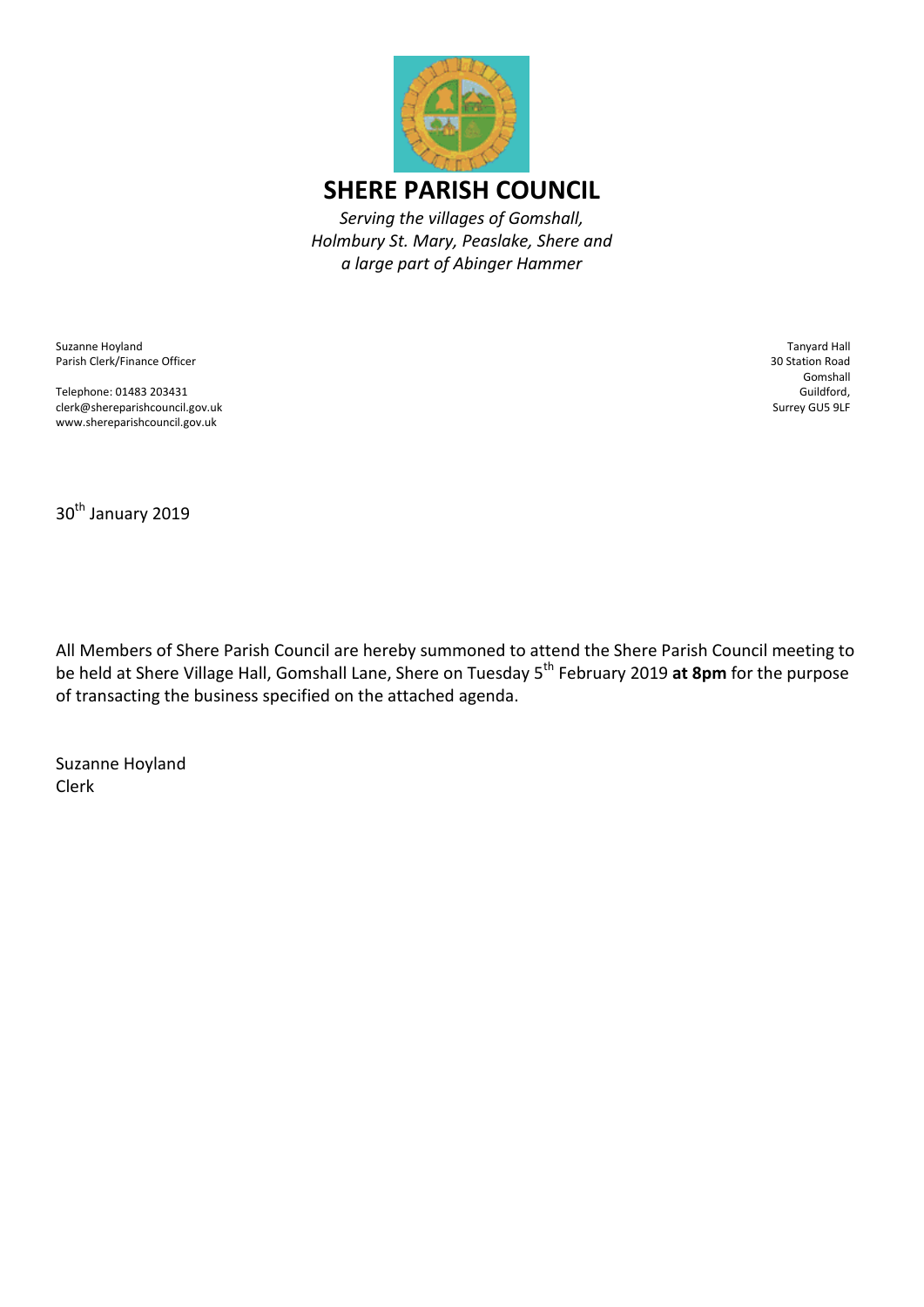# SHERE PARISH COUNCIL

*Serving the villages of Gomshall, Holmbury St. Mary, Peaslake, Shere and a large part of Abinger Hammer*

Suzanne Hoyland
Parish Clerk/Finance Officer

Telephone: 01483 203431
clerk@shereparishcouncil.gov.uk
www.shereparishcouncil.gov.uk

Tanyard Hall
30 Station Road
Gomshall
Guildford,
Surrey GU5 9LF

30th January 2019

All Members of Shere Parish Council are hereby summoned to attend the Shere Parish Council meeting to be held at Shere Village Hall, Gomshall Lane, Shere on Tuesday 5th February 2019 **at 8pm** for the purpose of transacting the business specified on the attached agenda.

Suzanne Hoyland
Clerk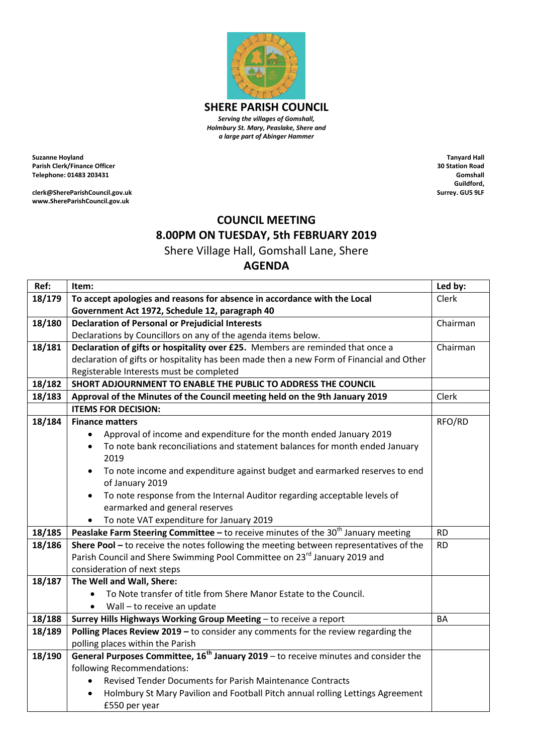# SHERE PARISH COUNCIL

*Serving the villages of Gomshall, Holmbury St. Mary, Peaslake, Shere and a large part of Abinger Hammer*

**Suzanne Hoyland**
**Parish Clerk/Finance Officer**
**Telephone: 01483 203431**

**clerk@ShereParishCouncil.gov.uk**
**www.ShereParishCouncil.gov.uk**

**Tanyard Hall**
**30 Station Road**
**Gomshall**
**Guildford,**
**Surrey. GU5 9LF**

## COUNCIL MEETING
## 8.00PM ON TUESDAY, 5th FEBRUARY 2019

Shere Village Hall, Gomshall Lane, Shere

## AGENDA

| Ref: | Item: | Led by: |
|---|---|---|
| 18/179 | **To accept apologies and reasons for absence in accordance with the Local Government Act 1972, Schedule 12, paragraph 40** | Clerk |
| 18/180 | **Declaration of Personal or Prejudicial Interests**<br>Declarations by Councillors on any of the agenda items below. | Chairman |
| 18/181 | **Declaration of gifts or hospitality over £25.** Members are reminded that once a declaration of gifts or hospitality has been made then a new Form of Financial and Other Registerable Interests must be completed | Chairman |
| 18/182 | **SHORT ADJOURNMENT TO ENABLE THE PUBLIC TO ADDRESS THE COUNCIL** | |
| 18/183 | **Approval of the Minutes of the Council meeting held on the 9th January 2019** | Clerk |
| | **ITEMS FOR DECISION:** | |
| 18/184 | **Finance matters**<br>• Approval of income and expenditure for the month ended January 2019<br>• To note bank reconciliations and statement balances for month ended January 2019<br>• To note income and expenditure against budget and earmarked reserves to end of January 2019<br>• To note response from the Internal Auditor regarding acceptable levels of earmarked and general reserves<br>• To note VAT expenditure for January 2019 | RFO/RD |
| 18/185 | **Peaslake Farm Steering Committee –** to receive minutes of the 30th January meeting | RD |
| 18/186 | **Shere Pool –** to receive the notes following the meeting between representatives of the Parish Council and Shere Swimming Pool Committee on 23rd January 2019 and consideration of next steps | RD |
| 18/187 | **The Well and Wall, Shere:**<br>• To Note transfer of title from Shere Manor Estate to the Council.<br>• Wall – to receive an update | |
| 18/188 | **Surrey Hills Highways Working Group Meeting** – to receive a report | BA |
| 18/189 | **Polling Places Review 2019 –** to consider any comments for the review regarding the polling places within the Parish | |
| 18/190 | **General Purposes Committee, 16th January 2019** – to receive minutes and consider the following Recommendations:<br>• Revised Tender Documents for Parish Maintenance Contracts<br>• Holmbury St Mary Pavilion and Football Pitch annual rolling Lettings Agreement £550 per year | |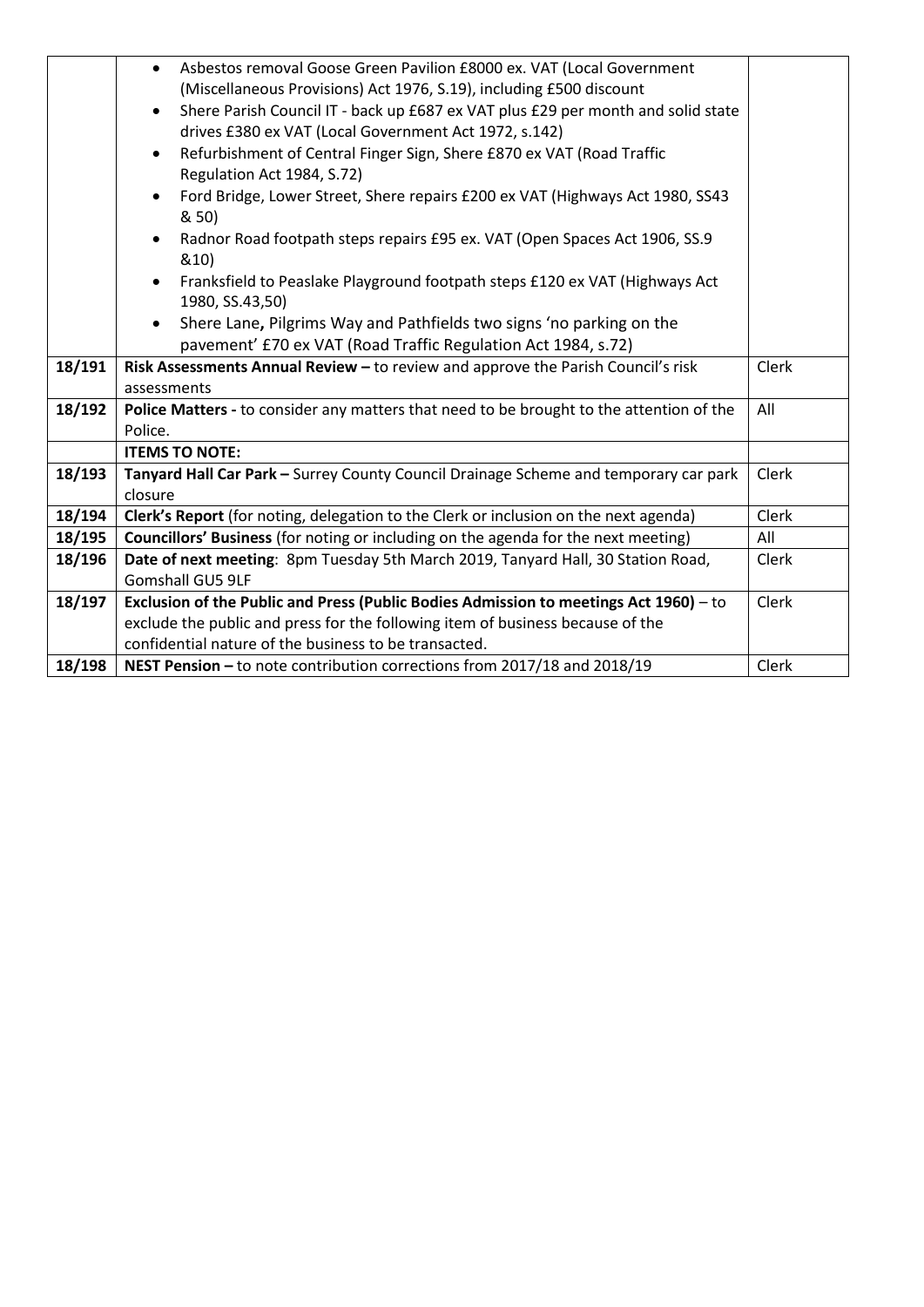| | | |
|---|---|---|
| | • Asbestos removal Goose Green Pavilion £8000 ex. VAT (Local Government (Miscellaneous Provisions) Act 1976, S.19), including £500 discount<br>• Shere Parish Council IT - back up £687 ex VAT plus £29 per month and solid state drives £380 ex VAT (Local Government Act 1972, s.142)<br>• Refurbishment of Central Finger Sign, Shere £870 ex VAT (Road Traffic Regulation Act 1984, S.72)<br>• Ford Bridge, Lower Street, Shere repairs £200 ex VAT (Highways Act 1980, SS43 & 50)<br>• Radnor Road footpath steps repairs £95 ex. VAT (Open Spaces Act 1906, SS.9 &10)<br>• Franksfield to Peaslake Playground footpath steps £120 ex VAT (Highways Act 1980, SS.43,50)<br>• Shere Lane**,** Pilgrims Way and Pathfields two signs 'no parking on the pavement' £70 ex VAT (Road Traffic Regulation Act 1984, s.72) | |
| **18/191** | **Risk Assessments Annual Review –** to review and approve the Parish Council's risk assessments | Clerk |
| **18/192** | **Police Matters -** to consider any matters that need to be brought to the attention of the Police. | All |
| | **ITEMS TO NOTE:** | |
| **18/193** | **Tanyard Hall Car Park –** Surrey County Council Drainage Scheme and temporary car park closure | Clerk |
| **18/194** | **Clerk's Report** (for noting, delegation to the Clerk or inclusion on the next agenda) | Clerk |
| **18/195** | **Councillors' Business** (for noting or including on the agenda for the next meeting) | All |
| **18/196** | **Date of next meeting**: 8pm Tuesday 5th March 2019, Tanyard Hall, 30 Station Road, Gomshall GU5 9LF | Clerk |
| **18/197** | **Exclusion of the Public and Press (Public Bodies Admission to meetings Act 1960)** – to exclude the public and press for the following item of business because of the confidential nature of the business to be transacted. | Clerk |
| **18/198** | **NEST Pension –** to note contribution corrections from 2017/18 and 2018/19 | Clerk |